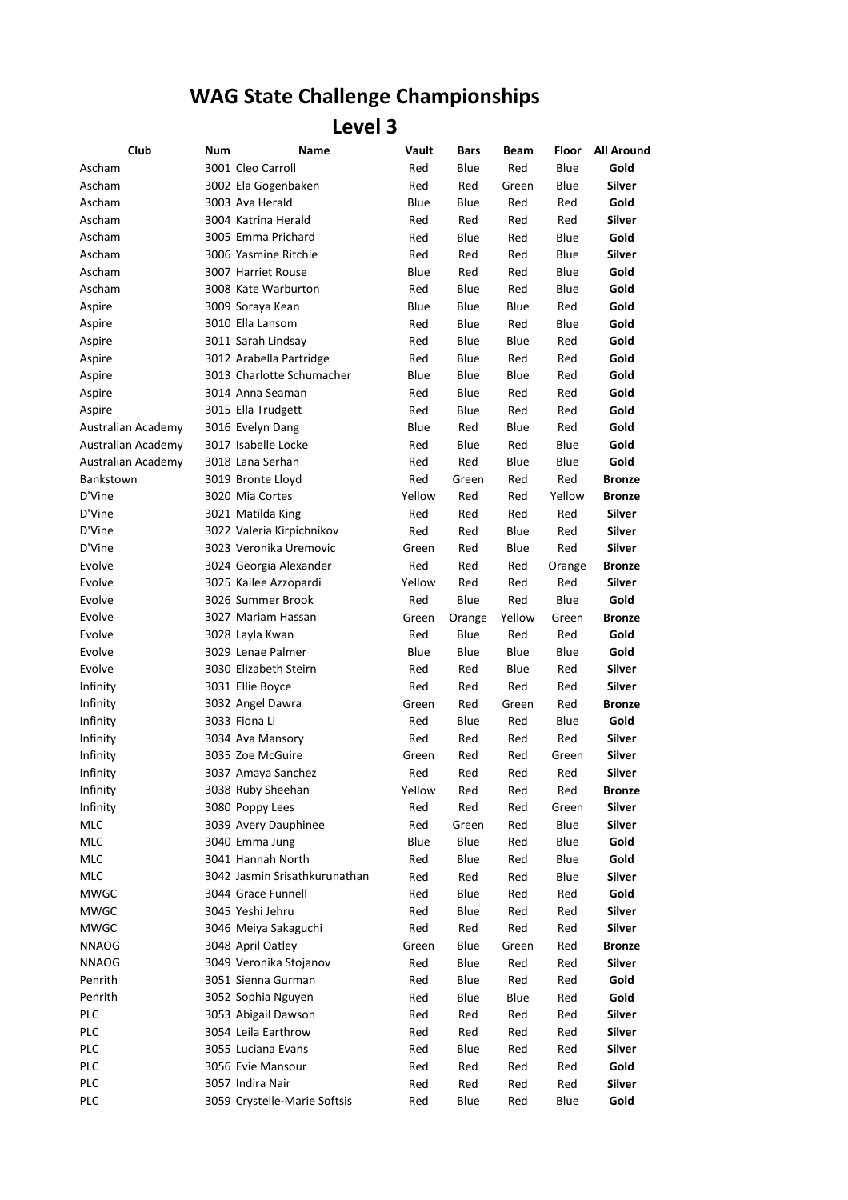# WAG State Challenge Championships

## Level 3

| Club | Num | Name | Vault | Bars | Beam | Floor | All Around |
|---|---|---|---|---|---|---|---|
| Ascham | 3001 | Cleo Carroll | Red | Blue | Red | Blue | **Gold** |
| Ascham | 3002 | Ela Gogenbaken | Red | Red | Green | Blue | **Silver** |
| Ascham | 3003 | Ava Herald | Blue | Blue | Red | Red | **Gold** |
| Ascham | 3004 | Katrina Herald | Red | Red | Red | Red | **Silver** |
| Ascham | 3005 | Emma Prichard | Red | Blue | Red | Blue | **Gold** |
| Ascham | 3006 | Yasmine Ritchie | Red | Red | Red | Blue | **Silver** |
| Ascham | 3007 | Harriet Rouse | Blue | Red | Red | Blue | **Gold** |
| Ascham | 3008 | Kate Warburton | Red | Blue | Red | Blue | **Gold** |
| Aspire | 3009 | Soraya Kean | Blue | Blue | Blue | Red | **Gold** |
| Aspire | 3010 | Ella Lansom | Red | Blue | Red | Blue | **Gold** |
| Aspire | 3011 | Sarah Lindsay | Red | Blue | Blue | Red | **Gold** |
| Aspire | 3012 | Arabella Partridge | Red | Blue | Red | Red | **Gold** |
| Aspire | 3013 | Charlotte Schumacher | Blue | Blue | Blue | Red | **Gold** |
| Aspire | 3014 | Anna Seaman | Red | Blue | Red | Red | **Gold** |
| Aspire | 3015 | Ella Trudgett | Red | Blue | Red | Red | **Gold** |
| Australian Academy | 3016 | Evelyn Dang | Blue | Red | Blue | Red | **Gold** |
| Australian Academy | 3017 | Isabelle Locke | Red | Blue | Red | Blue | **Gold** |
| Australian Academy | 3018 | Lana Serhan | Red | Red | Blue | Blue | **Gold** |
| Bankstown | 3019 | Bronte Lloyd | Red | Green | Red | Red | **Bronze** |
| D'Vine | 3020 | Mia Cortes | Yellow | Red | Red | Yellow | **Bronze** |
| D'Vine | 3021 | Matilda King | Red | Red | Red | Red | **Silver** |
| D'Vine | 3022 | Valeria Kirpichnikov | Red | Red | Blue | Red | **Silver** |
| D'Vine | 3023 | Veronika Uremovic | Green | Red | Blue | Red | **Silver** |
| Evolve | 3024 | Georgia Alexander | Red | Red | Red | Orange | **Bronze** |
| Evolve | 3025 | Kailee Azzopardi | Yellow | Red | Red | Red | **Silver** |
| Evolve | 3026 | Summer Brook | Red | Blue | Red | Blue | **Gold** |
| Evolve | 3027 | Mariam Hassan | Green | Orange | Yellow | Green | **Bronze** |
| Evolve | 3028 | Layla Kwan | Red | Blue | Red | Red | **Gold** |
| Evolve | 3029 | Lenae Palmer | Blue | Blue | Blue | Blue | **Gold** |
| Evolve | 3030 | Elizabeth Steirn | Red | Red | Blue | Red | **Silver** |
| Infinity | 3031 | Ellie Boyce | Red | Red | Red | Red | **Silver** |
| Infinity | 3032 | Angel Dawra | Green | Red | Green | Red | **Bronze** |
| Infinity | 3033 | Fiona Li | Red | Blue | Red | Blue | **Gold** |
| Infinity | 3034 | Ava Mansory | Red | Red | Red | Red | **Silver** |
| Infinity | 3035 | Zoe McGuire | Green | Red | Red | Green | **Silver** |
| Infinity | 3037 | Amaya Sanchez | Red | Red | Red | Red | **Silver** |
| Infinity | 3038 | Ruby Sheehan | Yellow | Red | Red | Red | **Bronze** |
| Infinity | 3080 | Poppy Lees | Red | Red | Red | Green | **Silver** |
| MLC | 3039 | Avery Dauphinee | Red | Green | Red | Blue | **Silver** |
| MLC | 3040 | Emma Jung | Blue | Blue | Red | Blue | **Gold** |
| MLC | 3041 | Hannah North | Red | Blue | Red | Blue | **Gold** |
| MLC | 3042 | Jasmin Srisathkurunathan | Red | Red | Red | Blue | **Silver** |
| MWGC | 3044 | Grace Funnell | Red | Blue | Red | Red | **Gold** |
| MWGC | 3045 | Yeshi Jehru | Red | Blue | Red | Red | **Silver** |
| MWGC | 3046 | Meiya Sakaguchi | Red | Red | Red | Red | **Silver** |
| NNAOG | 3048 | April Oatley | Green | Blue | Green | Red | **Bronze** |
| NNAOG | 3049 | Veronika Stojanov | Red | Blue | Red | Red | **Silver** |
| Penrith | 3051 | Sienna Gurman | Red | Blue | Red | Red | **Gold** |
| Penrith | 3052 | Sophia Nguyen | Red | Blue | Blue | Red | **Gold** |
| PLC | 3053 | Abigail Dawson | Red | Red | Red | Red | **Silver** |
| PLC | 3054 | Leila Earthrow | Red | Red | Red | Red | **Silver** |
| PLC | 3055 | Luciana Evans | Red | Blue | Red | Red | **Silver** |
| PLC | 3056 | Evie Mansour | Red | Red | Red | Red | **Gold** |
| PLC | 3057 | Indira Nair | Red | Red | Red | Red | **Silver** |
| PLC | 3059 | Crystelle-Marie Softsis | Red | Blue | Red | Blue | **Gold** |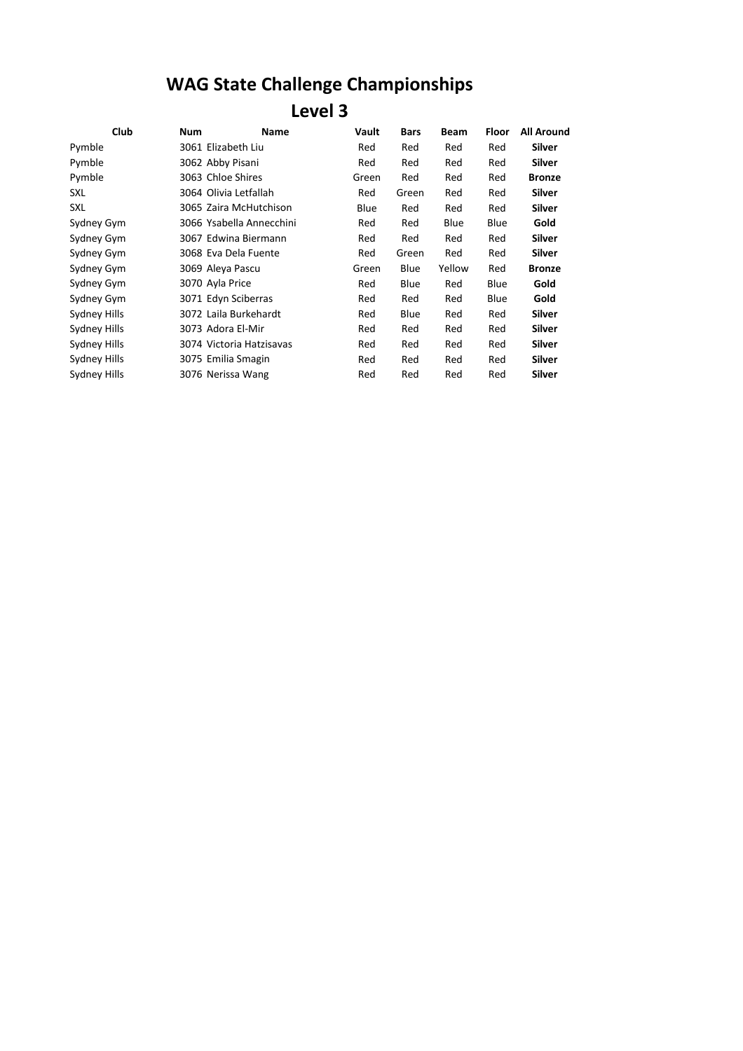# WAG State Challenge Championships

## Level 3

| Club | Num | Name | Vault | Bars | Beam | Floor | All Around |
|---|---|---|---|---|---|---|---|
| Pymble | 3061 | Elizabeth Liu | Red | Red | Red | Red | **Silver** |
| Pymble | 3062 | Abby Pisani | Red | Red | Red | Red | **Silver** |
| Pymble | 3063 | Chloe Shires | Green | Red | Red | Red | **Bronze** |
| SXL | 3064 | Olivia Letfallah | Red | Green | Red | Red | **Silver** |
| SXL | 3065 | Zaira McHutchison | Blue | Red | Red | Red | **Silver** |
| Sydney Gym | 3066 | Ysabella Annecchini | Red | Red | Blue | Blue | **Gold** |
| Sydney Gym | 3067 | Edwina Biermann | Red | Red | Red | Red | **Silver** |
| Sydney Gym | 3068 | Eva Dela Fuente | Red | Green | Red | Red | **Silver** |
| Sydney Gym | 3069 | Aleya Pascu | Green | Blue | Yellow | Red | **Bronze** |
| Sydney Gym | 3070 | Ayla Price | Red | Blue | Red | Blue | **Gold** |
| Sydney Gym | 3071 | Edyn Sciberras | Red | Red | Red | Blue | **Gold** |
| Sydney Hills | 3072 | Laila Burkehardt | Red | Blue | Red | Red | **Silver** |
| Sydney Hills | 3073 | Adora El-Mir | Red | Red | Red | Red | **Silver** |
| Sydney Hills | 3074 | Victoria Hatzisavas | Red | Red | Red | Red | **Silver** |
| Sydney Hills | 3075 | Emilia Smagin | Red | Red | Red | Red | **Silver** |
| Sydney Hills | 3076 | Nerissa Wang | Red | Red | Red | Red | **Silver** |